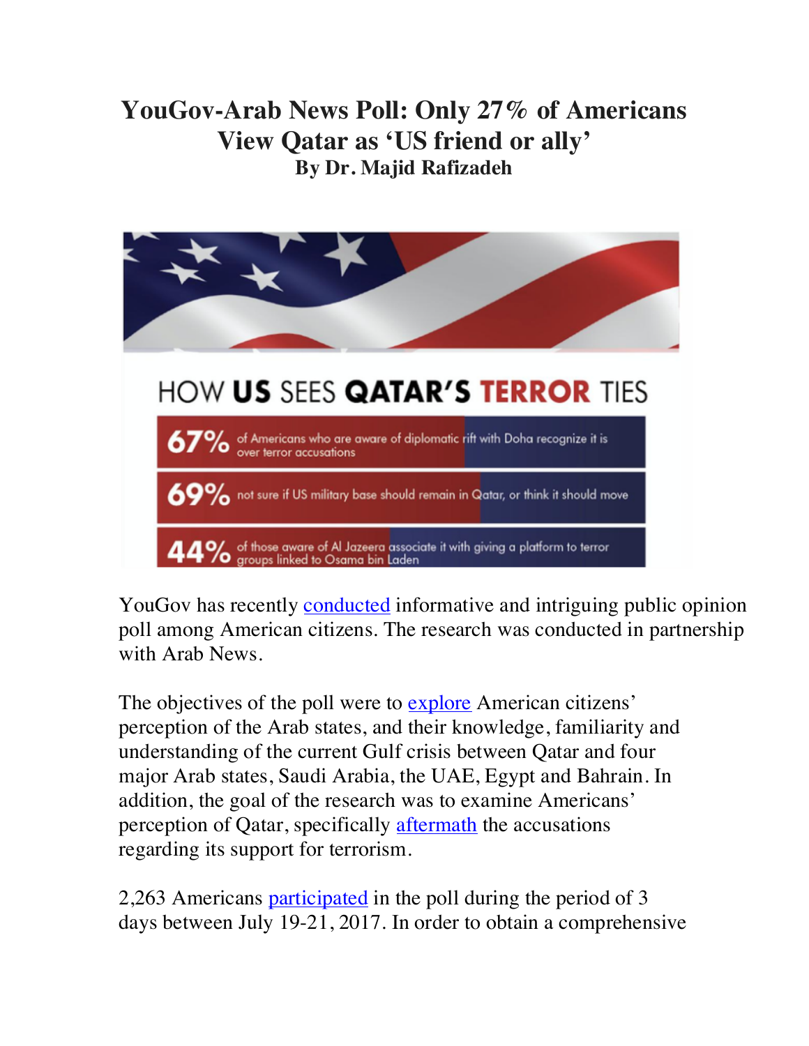# YouGov-Arab News Poll: Only 27% of Americans View Qatar as 'US friend or ally'

### By Dr. Majid Rafizadeh

HOW **US** SEES **QATAR'S TERROR** TIES

**67%** of Americans who are aware of diplomatic rift with Doha recognize it is over terror accusations

**69%** not sure if US military base should remain in Qatar, or think it should move

**44%** of those aware of Al Jazeera associate it with giving a platform to terror groups linked to Osama bin Laden

YouGov has recently conducted informative and intriguing public opinion poll among American citizens. The research was conducted in partnership with Arab News.

The objectives of the poll were to explore American citizens' perception of the Arab states, and their knowledge, familiarity and understanding of the current Gulf crisis between Qatar and four major Arab states, Saudi Arabia, the UAE, Egypt and Bahrain. In addition, the goal of the research was to examine Americans' perception of Qatar, specifically aftermath the accusations regarding its support for terrorism.

2,263 Americans participated in the poll during the period of 3 days between July 19-21, 2017. In order to obtain a comprehensive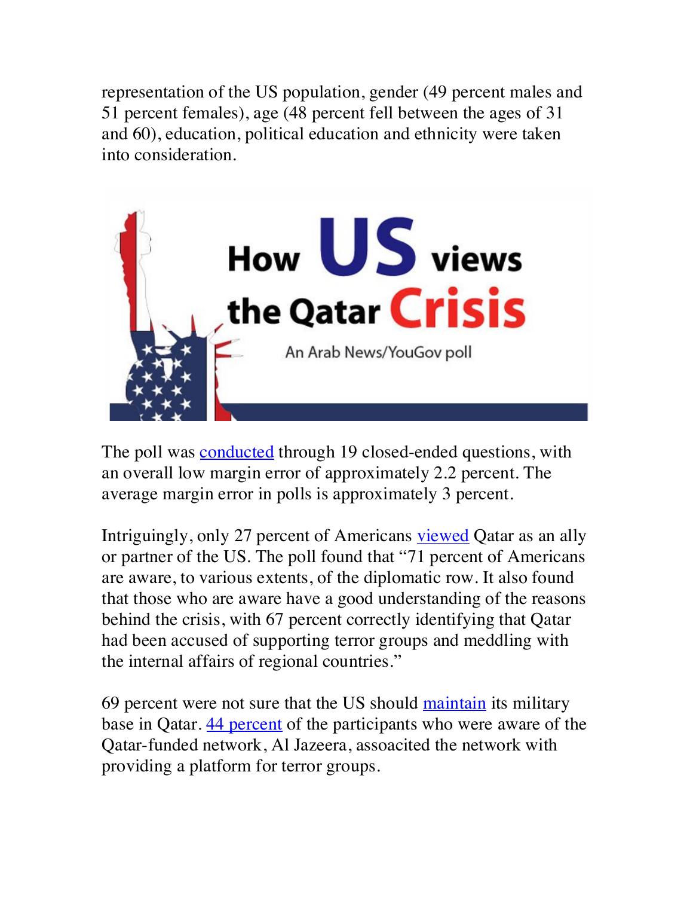representation of the US population, gender (49 percent males and 51 percent females), age (48 percent fell between the ages of 31 and 60), education, political education and ethnicity were taken into consideration.

The poll was conducted through 19 closed-ended questions, with an overall low margin error of approximately 2.2 percent. The average margin error in polls is approximately 3 percent.

Intriguingly, only 27 percent of Americans viewed Qatar as an ally or partner of the US. The poll found that "71 percent of Americans are aware, to various extents, of the diplomatic row. It also found that those who are aware have a good understanding of the reasons behind the crisis, with 67 percent correctly identifying that Qatar had been accused of supporting terror groups and meddling with the internal affairs of regional countries."

69 percent were not sure that the US should maintain its military base in Qatar. 44 percent of the participants who were aware of the Qatar-funded network, Al Jazeera, assoacited the network with providing a platform for terror groups.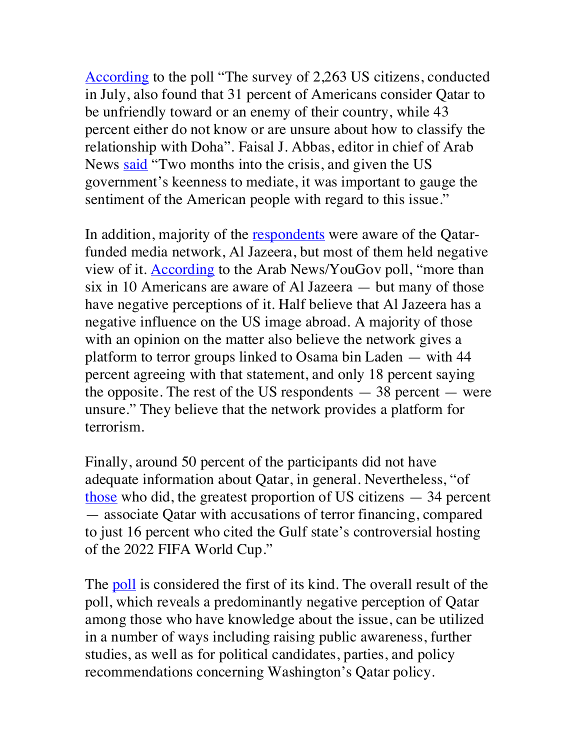According to the poll "The survey of 2,263 US citizens, conducted in July, also found that 31 percent of Americans consider Qatar to be unfriendly toward or an enemy of their country, while 43 percent either do not know or are unsure about how to classify the relationship with Doha". Faisal J. Abbas, editor in chief of Arab News said "Two months into the crisis, and given the US government's keenness to mediate, it was important to gauge the sentiment of the American people with regard to this issue."

In addition, majority of the respondents were aware of the Qatar-funded media network, Al Jazeera, but most of them held negative view of it. According to the Arab News/YouGov poll, "more than six in 10 Americans are aware of Al Jazeera — but many of those have negative perceptions of it. Half believe that Al Jazeera has a negative influence on the US image abroad. A majority of those with an opinion on the matter also believe the network gives a platform to terror groups linked to Osama bin Laden — with 44 percent agreeing with that statement, and only 18 percent saying the opposite. The rest of the US respondents — 38 percent — were unsure." They believe that the network provides a platform for terrorism.

Finally, around 50 percent of the participants did not have adequate information about Qatar, in general. Nevertheless, "of those who did, the greatest proportion of US citizens — 34 percent — associate Qatar with accusations of terror financing, compared to just 16 percent who cited the Gulf state's controversial hosting of the 2022 FIFA World Cup."

The poll is considered the first of its kind. The overall result of the poll, which reveals a predominantly negative perception of Qatar among those who have knowledge about the issue, can be utilized in a number of ways including raising public awareness, further studies, as well as for political candidates, parties, and policy recommendations concerning Washington's Qatar policy.